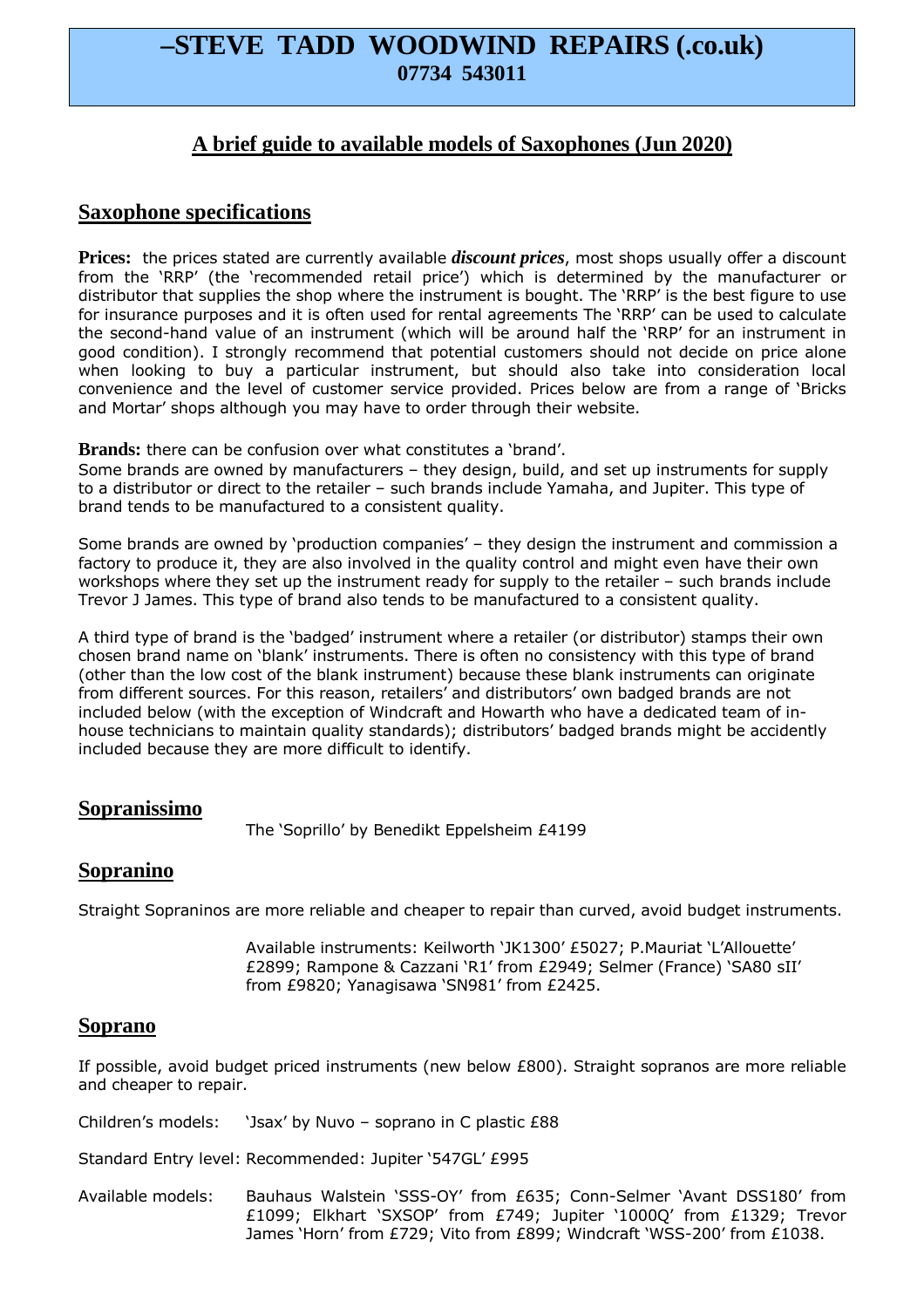# –STEVE TADD WOODWIND REPAIRS (.co.uk)
**07734 543011**

## A brief guide to available models of Saxophones (Jun 2020)

## Saxophone specifications

**Prices:** the prices stated are currently available ***discount prices***, most shops usually offer a discount from the 'RRP' (the 'recommended retail price') which is determined by the manufacturer or distributor that supplies the shop where the instrument is bought. The 'RRP' is the best figure to use for insurance purposes and it is often used for rental agreements The 'RRP' can be used to calculate the second-hand value of an instrument (which will be around half the 'RRP' for an instrument in good condition). I strongly recommend that potential customers should not decide on price alone when looking to buy a particular instrument, but should also take into consideration local convenience and the level of customer service provided. Prices below are from a range of 'Bricks and Mortar' shops although you may have to order through their website.

**Brands:** there can be confusion over what constitutes a 'brand'.
Some brands are owned by manufacturers – they design, build, and set up instruments for supply to a distributor or direct to the retailer – such brands include Yamaha, and Jupiter. This type of brand tends to be manufactured to a consistent quality.

Some brands are owned by 'production companies' – they design the instrument and commission a factory to produce it, they are also involved in the quality control and might even have their own workshops where they set up the instrument ready for supply to the retailer – such brands include Trevor J James. This type of brand also tends to be manufactured to a consistent quality.

A third type of brand is the 'badged' instrument where a retailer (or distributor) stamps their own chosen brand name on 'blank' instruments. There is often no consistency with this type of brand (other than the low cost of the blank instrument) because these blank instruments can originate from different sources. For this reason, retailers' and distributors' own badged brands are not included below (with the exception of Windcraft and Howarth who have a dedicated team of in-house technicians to maintain quality standards); distributors' badged brands might be accidently included because they are more difficult to identify.

## Sopranissimo

The 'Soprillo' by Benedikt Eppelsheim £4199

## Sopranino

Straight Sopraninos are more reliable and cheaper to repair than curved, avoid budget instruments.

Available instruments: Keilworth 'JK1300' £5027; P.Mauriat 'L'Allouette' £2899; Rampone & Cazzani 'R1' from £2949; Selmer (France) 'SA80 sII' from £9820; Yanagisawa 'SN981' from £2425.

## Soprano

If possible, avoid budget priced instruments (new below £800). Straight sopranos are more reliable and cheaper to repair.

Children's models: 'Jsax' by Nuvo – soprano in C plastic £88

Standard Entry level: Recommended: Jupiter '547GL' £995

Available models: Bauhaus Walstein 'SSS-OY' from £635; Conn-Selmer 'Avant DSS180' from £1099; Elkhart 'SXSOP' from £749; Jupiter '1000Q' from £1329; Trevor James 'Horn' from £729; Vito from £899; Windcraft 'WSS-200' from £1038.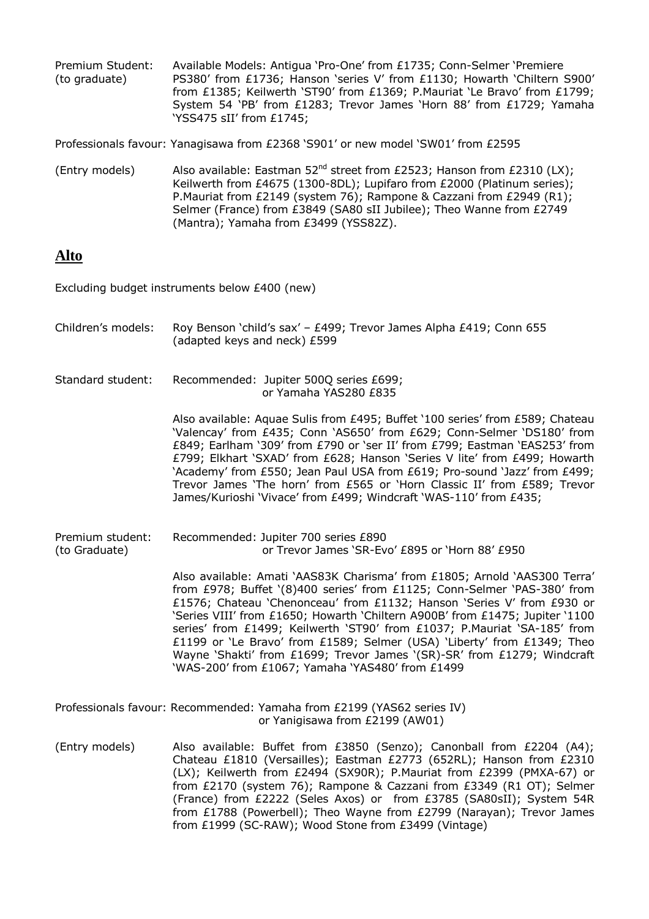Premium Student: (to graduate)

Available Models: Antigua 'Pro-One' from £1735; Conn-Selmer 'Premiere PS380' from £1736; Hanson 'series V' from £1130; Howarth 'Chiltern S900' from £1385; Keilwerth 'ST90' from £1369; P.Mauriat 'Le Bravo' from £1799; System 54 'PB' from £1283; Trevor James 'Horn 88' from £1729; Yamaha 'YSS475 sII' from £1745;

Professionals favour: Yanagisawa from £2368 'S901' or new model 'SW01' from £2595

(Entry models)

Also available: Eastman 52nd street from £2523; Hanson from £2310 (LX); Keilwerth from £4675 (1300-8DL); Lupifaro from £2000 (Platinum series); P.Mauriat from £2149 (system 76); Rampone & Cazzani from £2949 (R1); Selmer (France) from £3849 (SA80 sII Jubilee); Theo Wanne from £2749 (Mantra); Yamaha from £3499 (YSS82Z).

## Alto

Excluding budget instruments below £400 (new)

Children's models:

Roy Benson 'child's sax' – £499; Trevor James Alpha £419; Conn 655 (adapted keys and neck) £599

Standard student:

Recommended: Jupiter 500Q series £699; or Yamaha YAS280 £835

Also available: Aquae Sulis from £495; Buffet '100 series' from £589; Chateau 'Valencay' from £435; Conn 'AS650' from £629; Conn-Selmer 'DS180' from £849; Earlham '309' from £790 or 'ser II' from £799; Eastman 'EAS253' from £799; Elkhart 'SXAD' from £628; Hanson 'Series V lite' from £499; Howarth 'Academy' from £550; Jean Paul USA from £619; Pro-sound 'Jazz' from £499; Trevor James 'The horn' from £565 or 'Horn Classic II' from £589; Trevor James/Kurioshi 'Vivace' from £499; Windcraft 'WAS-110' from £435;

Premium student: (to Graduate)

Recommended: Jupiter 700 series £890 or Trevor James 'SR-Evo' £895 or 'Horn 88' £950

Also available: Amati 'AAS83K Charisma' from £1805; Arnold 'AAS300 Terra' from £978; Buffet '(8)400 series' from £1125; Conn-Selmer 'PAS-380' from £1576; Chateau 'Chenonceau' from £1132; Hanson 'Series V' from £930 or 'Series VIII' from £1650; Howarth 'Chiltern A900B' from £1475; Jupiter '1100 series' from £1499; Keilwerth 'ST90' from £1037; P.Mauriat 'SA-185' from £1199 or 'Le Bravo' from £1589; Selmer (USA) 'Liberty' from £1349; Theo Wayne 'Shakti' from £1699; Trevor James '(SR)-SR' from £1279; Windcraft 'WAS-200' from £1067; Yamaha 'YAS480' from £1499

Professionals favour: Recommended: Yamaha from £2199 (YAS62 series IV) or Yanigisawa from £2199 (AW01)

(Entry models)

Also available: Buffet from £3850 (Senzo); Canonball from £2204 (A4); Chateau £1810 (Versailles); Eastman £2773 (652RL); Hanson from £2310 (LX); Keilwerth from £2494 (SX90R); P.Mauriat from £2399 (PMXA-67) or from £2170 (system 76); Rampone & Cazzani from £3349 (R1 OT); Selmer (France) from £2222 (Seles Axos) or from £3785 (SA80sII); System 54R from £1788 (Powerbell); Theo Wayne from £2799 (Narayan); Trevor James from £1999 (SC-RAW); Wood Stone from £3499 (Vintage)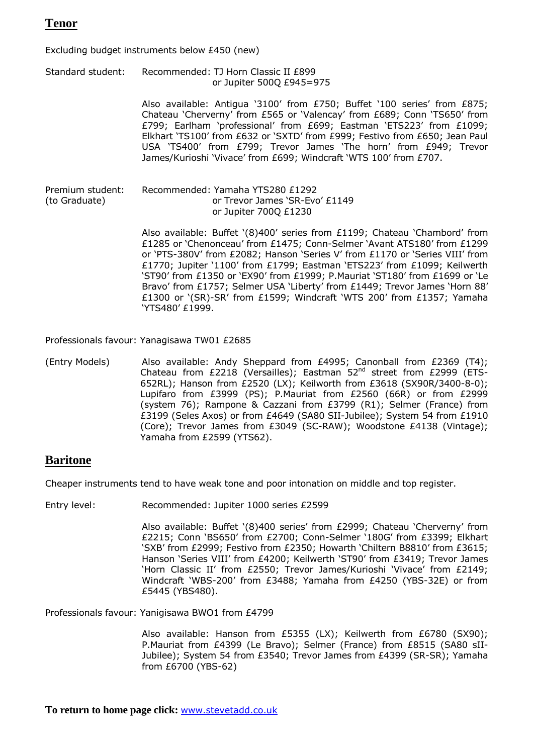## Tenor

Excluding budget instruments below £450 (new)

Standard student: Recommended: TJ Horn Classic II £899
or Jupiter 500Q £945=975

Also available: Antigua '3100' from £750; Buffet '100 series' from £875; Chateau 'Cherverny' from £565 or 'Valencay' from £689; Conn 'TS650' from £799; Earlham 'professional' from £699; Eastman 'ETS223' from £1099; Elkhart 'TS100' from £632 or 'SXTD' from £999; Festivo from £650; Jean Paul USA 'TS400' from £799; Trevor James 'The horn' from £949; Trevor James/Kurioshi 'Vivace' from £699; Windcraft 'WTS 100' from £707.

Premium student: (to Graduate) Recommended: Yamaha YTS280 £1292
or Trevor James 'SR-Evo' £1149
or Jupiter 700Q £1230

Also available: Buffet '(8)400' series from £1199; Chateau 'Chambord' from £1285 or 'Chenonceau' from £1475; Conn-Selmer 'Avant ATS180' from £1299 or 'PTS-380V' from £2082; Hanson 'Series V' from £1170 or 'Series VIII' from £1770; Jupiter '1100' from £1799; Eastman 'ETS223' from £1099; Keilwerth 'ST90' from £1350 or 'EX90' from £1999; P.Mauriat 'ST180' from £1699 or 'Le Bravo' from £1757; Selmer USA 'Liberty' from £1449; Trevor James 'Horn 88' £1300 or '(SR)-SR' from £1599; Windcraft 'WTS 200' from £1357; Yamaha 'YTS480' £1999.

Professionals favour: Yanagisawa TW01 £2685

(Entry Models) Also available: Andy Sheppard from £4995; Canonball from £2369 (T4); Chateau from £2218 (Versailles); Eastman 52nd street from £2999 (ETS-652RL); Hanson from £2520 (LX); Keilworth from £3618 (SX90R/3400-8-0); Lupifaro from £3999 (PS); P.Mauriat from £2560 (66R) or from £2999 (system 76); Rampone & Cazzani from £3799 (R1); Selmer (France) from £3199 (Seles Axos) or from £4649 (SA80 SII-Jubilee); System 54 from £1910 (Core); Trevor James from £3049 (SC-RAW); Woodstone £4138 (Vintage); Yamaha from £2599 (YTS62).

## Baritone

Cheaper instruments tend to have weak tone and poor intonation on middle and top register.

Entry level: Recommended: Jupiter 1000 series £2599

Also available: Buffet '(8)400 series' from £2999; Chateau 'Cherverny' from £2215; Conn 'BS650' from £2700; Conn-Selmer '180G' from £3399; Elkhart 'SXB' from £2999; Festivo from £2350; Howarth 'Chiltern B8810' from £3615; Hanson 'Series VIII' from £4200; Keilwerth 'ST90' from £3419; Trevor James 'Horn Classic II' from £2550; Trevor James/Kurioshi 'Vivace' from £2149; Windcraft 'WBS-200' from £3488; Yamaha from £4250 (YBS-32E) or from £5445 (YBS480).

Professionals favour: Yanigisawa BWO1 from £4799

Also available: Hanson from £5355 (LX); Keilwerth from £6780 (SX90); P.Mauriat from £4399 (Le Bravo); Selmer (France) from £8515 (SA80 sII-Jubilee); System 54 from £3540; Trevor James from £4399 (SR-SR); Yamaha from £6700 (YBS-62)

**To return to home page click:** www.stevetadd.co.uk